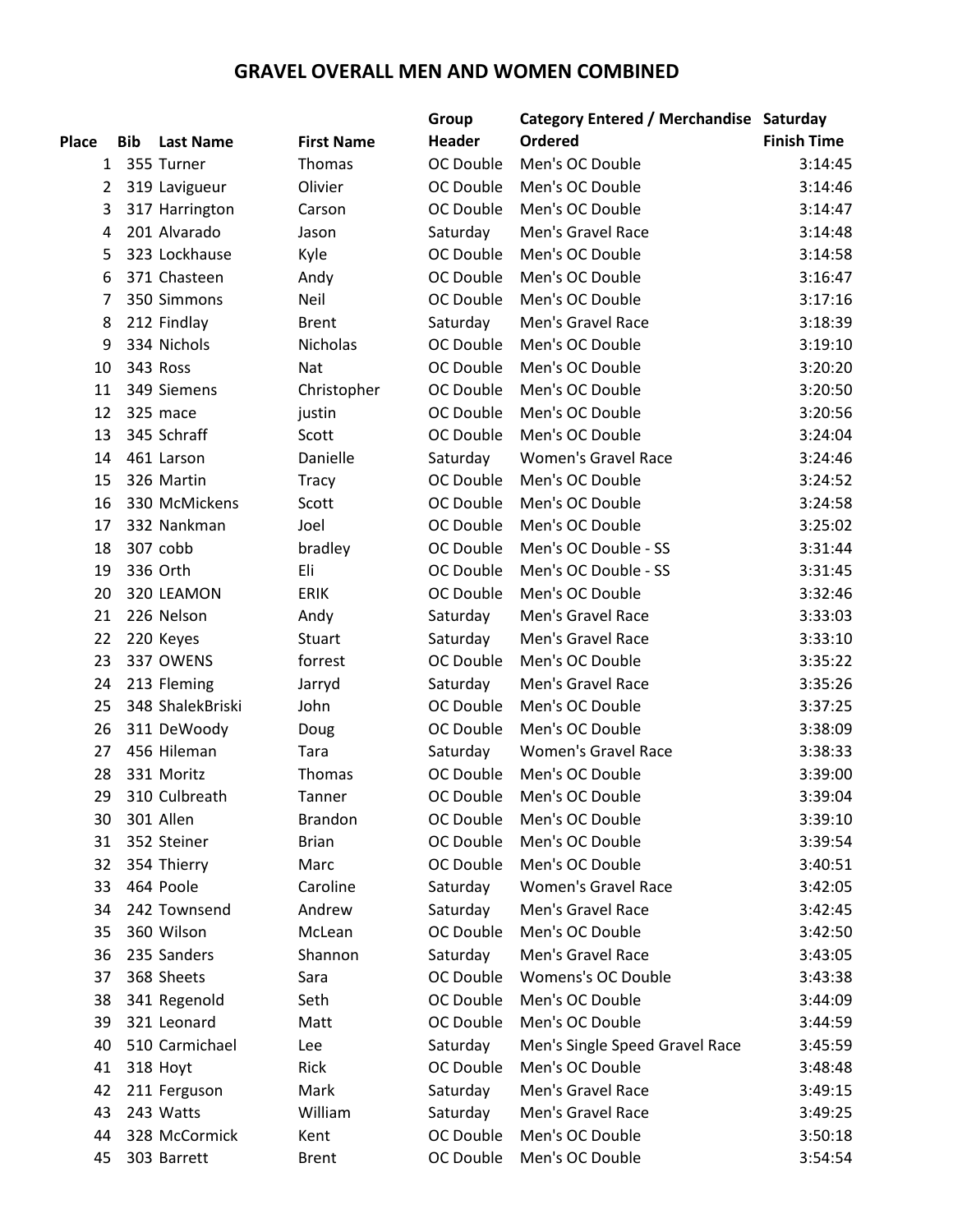# GRAVEL OVERALL MEN AND WOMEN COMBINED

| Place | Bib | Last Name | First Name | Group Header | Category Entered / Merchandise Ordered | Saturday Finish Time |
|---|---|---|---|---|---|---|
| 1 | 355 | Turner | Thomas | OC Double | Men's OC Double | 3:14:45 |
| 2 | 319 | Lavigueur | Olivier | OC Double | Men's OC Double | 3:14:46 |
| 3 | 317 | Harrington | Carson | OC Double | Men's OC Double | 3:14:47 |
| 4 | 201 | Alvarado | Jason | Saturday | Men's Gravel Race | 3:14:48 |
| 5 | 323 | Lockhause | Kyle | OC Double | Men's OC Double | 3:14:58 |
| 6 | 371 | Chasteen | Andy | OC Double | Men's OC Double | 3:16:47 |
| 7 | 350 | Simmons | Neil | OC Double | Men's OC Double | 3:17:16 |
| 8 | 212 | Findlay | Brent | Saturday | Men's Gravel Race | 3:18:39 |
| 9 | 334 | Nichols | Nicholas | OC Double | Men's OC Double | 3:19:10 |
| 10 | 343 | Ross | Nat | OC Double | Men's OC Double | 3:20:20 |
| 11 | 349 | Siemens | Christopher | OC Double | Men's OC Double | 3:20:50 |
| 12 | 325 | mace | justin | OC Double | Men's OC Double | 3:20:56 |
| 13 | 345 | Schraff | Scott | OC Double | Men's OC Double | 3:24:04 |
| 14 | 461 | Larson | Danielle | Saturday | Women's Gravel Race | 3:24:46 |
| 15 | 326 | Martin | Tracy | OC Double | Men's OC Double | 3:24:52 |
| 16 | 330 | McMickens | Scott | OC Double | Men's OC Double | 3:24:58 |
| 17 | 332 | Nankman | Joel | OC Double | Men's OC Double | 3:25:02 |
| 18 | 307 | cobb | bradley | OC Double | Men's OC Double - SS | 3:31:44 |
| 19 | 336 | Orth | Eli | OC Double | Men's OC Double - SS | 3:31:45 |
| 20 | 320 | LEAMON | ERIK | OC Double | Men's OC Double | 3:32:46 |
| 21 | 226 | Nelson | Andy | Saturday | Men's Gravel Race | 3:33:03 |
| 22 | 220 | Keyes | Stuart | Saturday | Men's Gravel Race | 3:33:10 |
| 23 | 337 | OWENS | forrest | OC Double | Men's OC Double | 3:35:22 |
| 24 | 213 | Fleming | Jarryd | Saturday | Men's Gravel Race | 3:35:26 |
| 25 | 348 | ShalekBriski | John | OC Double | Men's OC Double | 3:37:25 |
| 26 | 311 | DeWoody | Doug | OC Double | Men's OC Double | 3:38:09 |
| 27 | 456 | Hileman | Tara | Saturday | Women's Gravel Race | 3:38:33 |
| 28 | 331 | Moritz | Thomas | OC Double | Men's OC Double | 3:39:00 |
| 29 | 310 | Culbreath | Tanner | OC Double | Men's OC Double | 3:39:04 |
| 30 | 301 | Allen | Brandon | OC Double | Men's OC Double | 3:39:10 |
| 31 | 352 | Steiner | Brian | OC Double | Men's OC Double | 3:39:54 |
| 32 | 354 | Thierry | Marc | OC Double | Men's OC Double | 3:40:51 |
| 33 | 464 | Poole | Caroline | Saturday | Women's Gravel Race | 3:42:05 |
| 34 | 242 | Townsend | Andrew | Saturday | Men's Gravel Race | 3:42:45 |
| 35 | 360 | Wilson | McLean | OC Double | Men's OC Double | 3:42:50 |
| 36 | 235 | Sanders | Shannon | Saturday | Men's Gravel Race | 3:43:05 |
| 37 | 368 | Sheets | Sara | OC Double | Womens's OC Double | 3:43:38 |
| 38 | 341 | Regenold | Seth | OC Double | Men's OC Double | 3:44:09 |
| 39 | 321 | Leonard | Matt | OC Double | Men's OC Double | 3:44:59 |
| 40 | 510 | Carmichael | Lee | Saturday | Men's Single Speed Gravel Race | 3:45:59 |
| 41 | 318 | Hoyt | Rick | OC Double | Men's OC Double | 3:48:48 |
| 42 | 211 | Ferguson | Mark | Saturday | Men's Gravel Race | 3:49:15 |
| 43 | 243 | Watts | William | Saturday | Men's Gravel Race | 3:49:25 |
| 44 | 328 | McCormick | Kent | OC Double | Men's OC Double | 3:50:18 |
| 45 | 303 | Barrett | Brent | OC Double | Men's OC Double | 3:54:54 |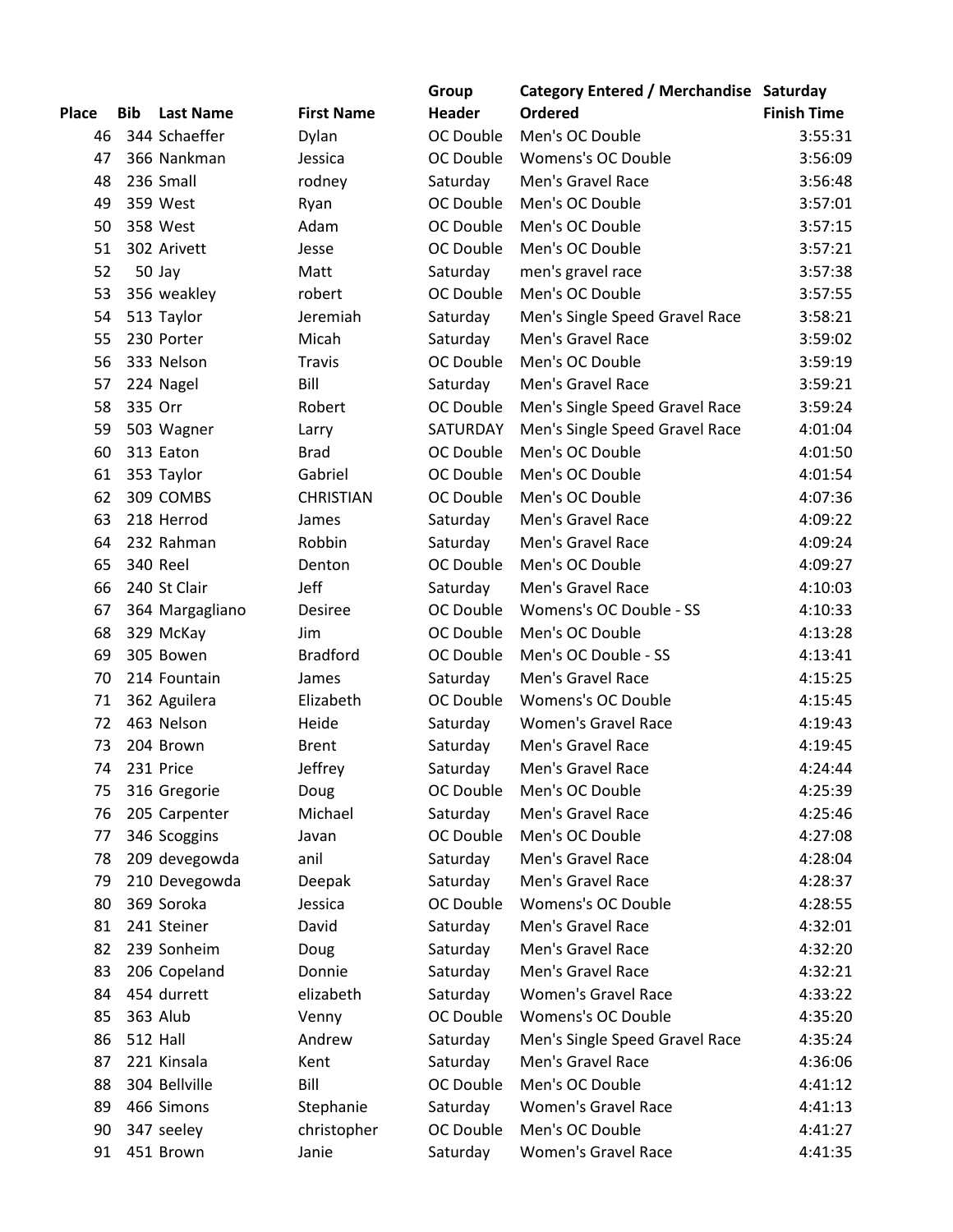| Place | Bib | Last Name | First Name | Group Header | Category Entered / Merchandise Ordered | Saturday Finish Time |
|---|---|---|---|---|---|---|
| 46 | 344 | Schaeffer | Dylan | OC Double | Men's OC Double | 3:55:31 |
| 47 | 366 | Nankman | Jessica | OC Double | Womens's OC Double | 3:56:09 |
| 48 | 236 | Small | rodney | Saturday | Men's Gravel Race | 3:56:48 |
| 49 | 359 | West | Ryan | OC Double | Men's OC Double | 3:57:01 |
| 50 | 358 | West | Adam | OC Double | Men's OC Double | 3:57:15 |
| 51 | 302 | Arivett | Jesse | OC Double | Men's OC Double | 3:57:21 |
| 52 | 50 | Jay | Matt | Saturday | men's gravel race | 3:57:38 |
| 53 | 356 | weakley | robert | OC Double | Men's OC Double | 3:57:55 |
| 54 | 513 | Taylor | Jeremiah | Saturday | Men's Single Speed Gravel Race | 3:58:21 |
| 55 | 230 | Porter | Micah | Saturday | Men's Gravel Race | 3:59:02 |
| 56 | 333 | Nelson | Travis | OC Double | Men's OC Double | 3:59:19 |
| 57 | 224 | Nagel | Bill | Saturday | Men's Gravel Race | 3:59:21 |
| 58 | 335 | Orr | Robert | OC Double | Men's Single Speed Gravel Race | 3:59:24 |
| 59 | 503 | Wagner | Larry | SATURDAY | Men's Single Speed Gravel Race | 4:01:04 |
| 60 | 313 | Eaton | Brad | OC Double | Men's OC Double | 4:01:50 |
| 61 | 353 | Taylor | Gabriel | OC Double | Men's OC Double | 4:01:54 |
| 62 | 309 | COMBS | CHRISTIAN | OC Double | Men's OC Double | 4:07:36 |
| 63 | 218 | Herrod | James | Saturday | Men's Gravel Race | 4:09:22 |
| 64 | 232 | Rahman | Robbin | Saturday | Men's Gravel Race | 4:09:24 |
| 65 | 340 | Reel | Denton | OC Double | Men's OC Double | 4:09:27 |
| 66 | 240 | St Clair | Jeff | Saturday | Men's Gravel Race | 4:10:03 |
| 67 | 364 | Margagliano | Desiree | OC Double | Womens's OC Double - SS | 4:10:33 |
| 68 | 329 | McKay | Jim | OC Double | Men's OC Double | 4:13:28 |
| 69 | 305 | Bowen | Bradford | OC Double | Men's OC Double - SS | 4:13:41 |
| 70 | 214 | Fountain | James | Saturday | Men's Gravel Race | 4:15:25 |
| 71 | 362 | Aguilera | Elizabeth | OC Double | Womens's OC Double | 4:15:45 |
| 72 | 463 | Nelson | Heide | Saturday | Women's Gravel Race | 4:19:43 |
| 73 | 204 | Brown | Brent | Saturday | Men's Gravel Race | 4:19:45 |
| 74 | 231 | Price | Jeffrey | Saturday | Men's Gravel Race | 4:24:44 |
| 75 | 316 | Gregorie | Doug | OC Double | Men's OC Double | 4:25:39 |
| 76 | 205 | Carpenter | Michael | Saturday | Men's Gravel Race | 4:25:46 |
| 77 | 346 | Scoggins | Javan | OC Double | Men's OC Double | 4:27:08 |
| 78 | 209 | devegowda | anil | Saturday | Men's Gravel Race | 4:28:04 |
| 79 | 210 | Devegowda | Deepak | Saturday | Men's Gravel Race | 4:28:37 |
| 80 | 369 | Soroka | Jessica | OC Double | Womens's OC Double | 4:28:55 |
| 81 | 241 | Steiner | David | Saturday | Men's Gravel Race | 4:32:01 |
| 82 | 239 | Sonheim | Doug | Saturday | Men's Gravel Race | 4:32:20 |
| 83 | 206 | Copeland | Donnie | Saturday | Men's Gravel Race | 4:32:21 |
| 84 | 454 | durrett | elizabeth | Saturday | Women's Gravel Race | 4:33:22 |
| 85 | 363 | Alub | Venny | OC Double | Womens's OC Double | 4:35:20 |
| 86 | 512 | Hall | Andrew | Saturday | Men's Single Speed Gravel Race | 4:35:24 |
| 87 | 221 | Kinsala | Kent | Saturday | Men's Gravel Race | 4:36:06 |
| 88 | 304 | Bellville | Bill | OC Double | Men's OC Double | 4:41:12 |
| 89 | 466 | Simons | Stephanie | Saturday | Women's Gravel Race | 4:41:13 |
| 90 | 347 | seeley | christopher | OC Double | Men's OC Double | 4:41:27 |
| 91 | 451 | Brown | Janie | Saturday | Women's Gravel Race | 4:41:35 |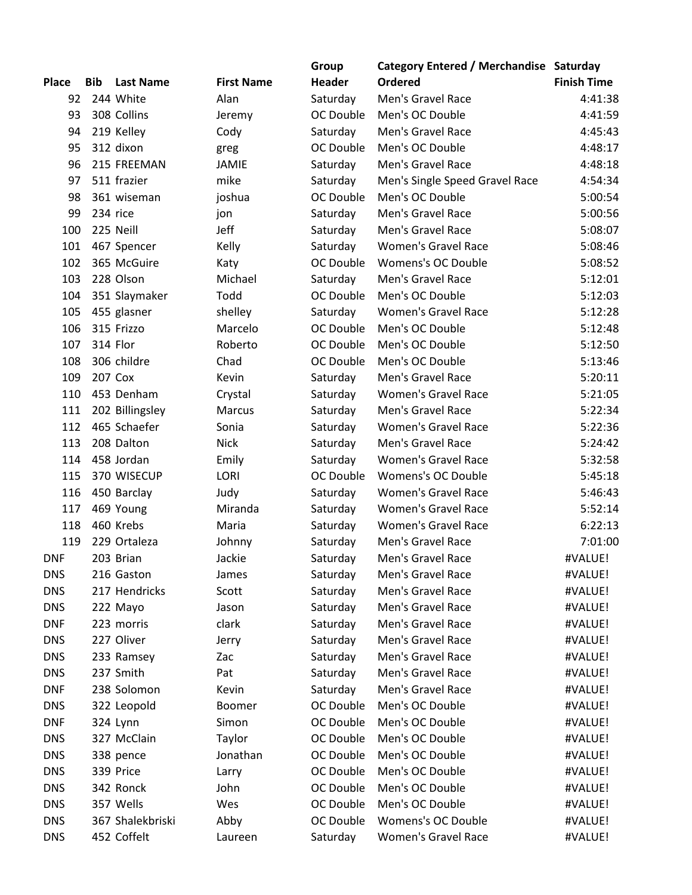| Place | Bib | Last Name | First Name | Group Header | Category Entered / Merchandise Ordered | Saturday Finish Time |
|---|---|---|---|---|---|---|
| 92 | 244 | White | Alan | Saturday | Men's Gravel Race | 4:41:38 |
| 93 | 308 | Collins | Jeremy | OC Double | Men's OC Double | 4:41:59 |
| 94 | 219 | Kelley | Cody | Saturday | Men's Gravel Race | 4:45:43 |
| 95 | 312 | dixon | greg | OC Double | Men's OC Double | 4:48:17 |
| 96 | 215 | FREEMAN | JAMIE | Saturday | Men's Gravel Race | 4:48:18 |
| 97 | 511 | frazier | mike | Saturday | Men's Single Speed Gravel Race | 4:54:34 |
| 98 | 361 | wiseman | joshua | OC Double | Men's OC Double | 5:00:54 |
| 99 | 234 | rice | jon | Saturday | Men's Gravel Race | 5:00:56 |
| 100 | 225 | Neill | Jeff | Saturday | Men's Gravel Race | 5:08:07 |
| 101 | 467 | Spencer | Kelly | Saturday | Women's Gravel Race | 5:08:46 |
| 102 | 365 | McGuire | Katy | OC Double | Womens's OC Double | 5:08:52 |
| 103 | 228 | Olson | Michael | Saturday | Men's Gravel Race | 5:12:01 |
| 104 | 351 | Slaymaker | Todd | OC Double | Men's OC Double | 5:12:03 |
| 105 | 455 | glasner | shelley | Saturday | Women's Gravel Race | 5:12:28 |
| 106 | 315 | Frizzo | Marcelo | OC Double | Men's OC Double | 5:12:48 |
| 107 | 314 | Flor | Roberto | OC Double | Men's OC Double | 5:12:50 |
| 108 | 306 | childre | Chad | OC Double | Men's OC Double | 5:13:46 |
| 109 | 207 | Cox | Kevin | Saturday | Men's Gravel Race | 5:20:11 |
| 110 | 453 | Denham | Crystal | Saturday | Women's Gravel Race | 5:21:05 |
| 111 | 202 | Billingsley | Marcus | Saturday | Men's Gravel Race | 5:22:34 |
| 112 | 465 | Schaefer | Sonia | Saturday | Women's Gravel Race | 5:22:36 |
| 113 | 208 | Dalton | Nick | Saturday | Men's Gravel Race | 5:24:42 |
| 114 | 458 | Jordan | Emily | Saturday | Women's Gravel Race | 5:32:58 |
| 115 | 370 | WISECUP | LORI | OC Double | Womens's OC Double | 5:45:18 |
| 116 | 450 | Barclay | Judy | Saturday | Women's Gravel Race | 5:46:43 |
| 117 | 469 | Young | Miranda | Saturday | Women's Gravel Race | 5:52:14 |
| 118 | 460 | Krebs | Maria | Saturday | Women's Gravel Race | 6:22:13 |
| 119 | 229 | Ortaleza | Johnny | Saturday | Men's Gravel Race | 7:01:00 |
| DNF | 203 | Brian | Jackie | Saturday | Men's Gravel Race | #VALUE! |
| DNS | 216 | Gaston | James | Saturday | Men's Gravel Race | #VALUE! |
| DNS | 217 | Hendricks | Scott | Saturday | Men's Gravel Race | #VALUE! |
| DNS | 222 | Mayo | Jason | Saturday | Men's Gravel Race | #VALUE! |
| DNF | 223 | morris | clark | Saturday | Men's Gravel Race | #VALUE! |
| DNS | 227 | Oliver | Jerry | Saturday | Men's Gravel Race | #VALUE! |
| DNS | 233 | Ramsey | Zac | Saturday | Men's Gravel Race | #VALUE! |
| DNS | 237 | Smith | Pat | Saturday | Men's Gravel Race | #VALUE! |
| DNF | 238 | Solomon | Kevin | Saturday | Men's Gravel Race | #VALUE! |
| DNS | 322 | Leopold | Boomer | OC Double | Men's OC Double | #VALUE! |
| DNF | 324 | Lynn | Simon | OC Double | Men's OC Double | #VALUE! |
| DNS | 327 | McClain | Taylor | OC Double | Men's OC Double | #VALUE! |
| DNS | 338 | pence | Jonathan | OC Double | Men's OC Double | #VALUE! |
| DNS | 339 | Price | Larry | OC Double | Men's OC Double | #VALUE! |
| DNS | 342 | Ronck | John | OC Double | Men's OC Double | #VALUE! |
| DNS | 357 | Wells | Wes | OC Double | Men's OC Double | #VALUE! |
| DNS | 367 | Shalekbriski | Abby | OC Double | Womens's OC Double | #VALUE! |
| DNS | 452 | Coffelt | Laureen | Saturday | Women's Gravel Race | #VALUE! |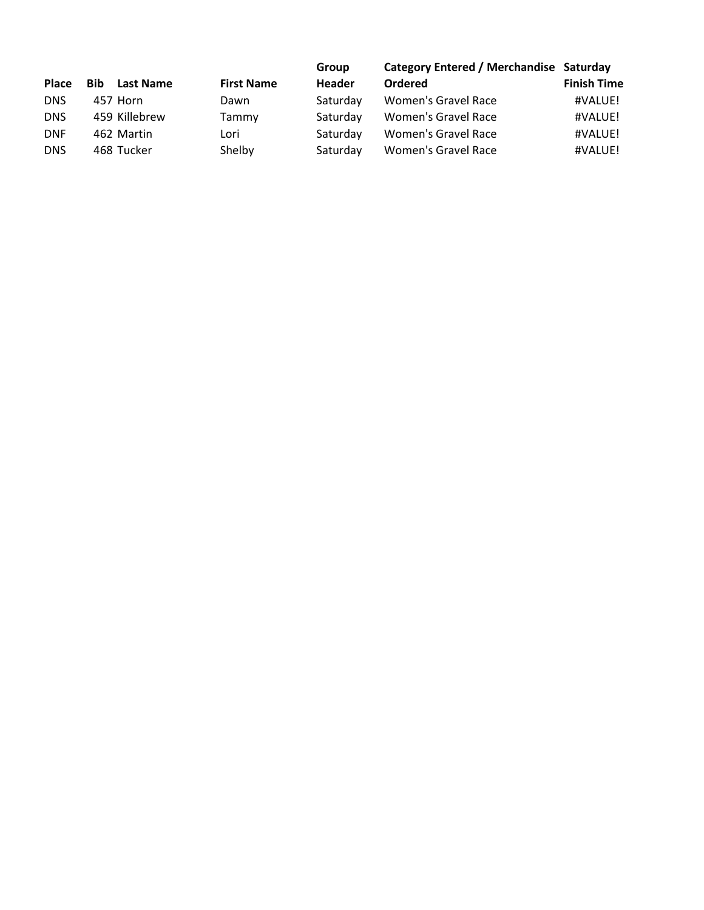| Place | Bib | Last Name | First Name | Group Header | Category Entered / Merchandise Ordered | Saturday Finish Time |
|---|---|---|---|---|---|---|
| DNS | 457 | Horn | Dawn | Saturday | Women's Gravel Race | #VALUE! |
| DNS | 459 | Killebrew | Tammy | Saturday | Women's Gravel Race | #VALUE! |
| DNF | 462 | Martin | Lori | Saturday | Women's Gravel Race | #VALUE! |
| DNS | 468 | Tucker | Shelby | Saturday | Women's Gravel Race | #VALUE! |